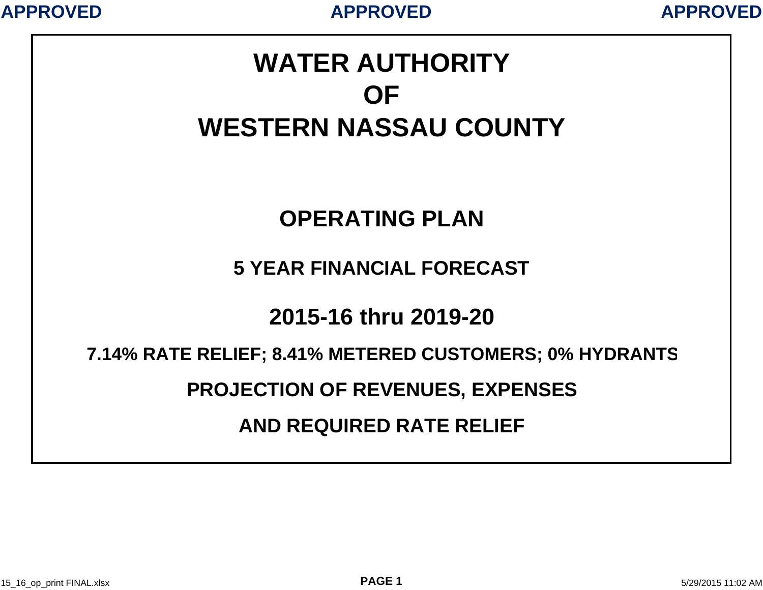APPROVED APPROVED APPROVED

# WATER AUTHORITY
# OF
# WESTERN NASSAU COUNTY

## OPERATING PLAN

### 5 YEAR FINANCIAL FORECAST

## 2015-16 thru 2019-20

**7.14% RATE RELIEF; 8.41% METERED CUSTOMERS; 0% HYDRANTS**

**PROJECTION OF REVENUES, EXPENSES**

**AND REQUIRED RATE RELIEF**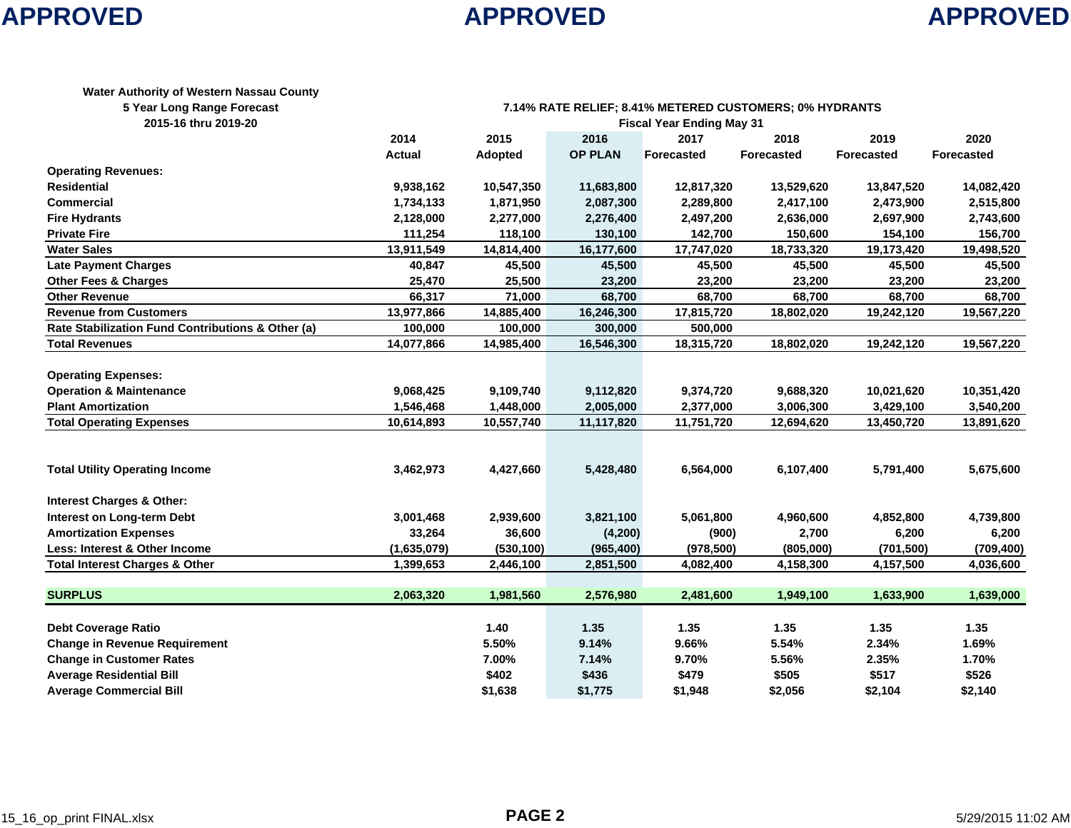**APPROVED** **APPROVED** **APPROVED**

**Water Authority of Western Nassau County**
**5 Year Long Range Forecast**
**2015-16 thru 2019-20**

**7.14% RATE RELIEF; 8.41% METERED CUSTOMERS; 0% HYDRANTS**

| | Fiscal Year Ending May 31 | | | | | | |
|---|---|---|---|---|---|---|---|
| | 2014 Actual | 2015 Adopted | 2016 OP PLAN | 2017 Forecasted | 2018 Forecasted | 2019 Forecasted | 2020 Forecasted |
| **Operating Revenues:** | | | | | | | |
| **Residential** | 9,938,162 | 10,547,350 | 11,683,800 | 12,817,320 | 13,529,620 | 13,847,520 | 14,082,420 |
| **Commercial** | 1,734,133 | 1,871,950 | 2,087,300 | 2,289,800 | 2,417,100 | 2,473,900 | 2,515,800 |
| **Fire Hydrants** | 2,128,000 | 2,277,000 | 2,276,400 | 2,497,200 | 2,636,000 | 2,697,900 | 2,743,600 |
| **Private Fire** | 111,254 | 118,100 | 130,100 | 142,700 | 150,600 | 154,100 | 156,700 |
| **Water Sales** | 13,911,549 | 14,814,400 | 16,177,600 | 17,747,020 | 18,733,320 | 19,173,420 | 19,498,520 |
| **Late Payment Charges** | 40,847 | 45,500 | 45,500 | 45,500 | 45,500 | 45,500 | 45,500 |
| **Other Fees & Charges** | 25,470 | 25,500 | 23,200 | 23,200 | 23,200 | 23,200 | 23,200 |
| **Other Revenue** | 66,317 | 71,000 | 68,700 | 68,700 | 68,700 | 68,700 | 68,700 |
| **Revenue from Customers** | 13,977,866 | 14,885,400 | 16,246,300 | 17,815,720 | 18,802,020 | 19,242,120 | 19,567,220 |
| **Rate Stabilization Fund Contributions & Other (a)** | 100,000 | 100,000 | 300,000 | 500,000 | | | |
| **Total Revenues** | 14,077,866 | 14,985,400 | 16,546,300 | 18,315,720 | 18,802,020 | 19,242,120 | 19,567,220 |
| | | | | | | | |
| **Operating Expenses:** | | | | | | | |
| **Operation & Maintenance** | 9,068,425 | 9,109,740 | 9,112,820 | 9,374,720 | 9,688,320 | 10,021,620 | 10,351,420 |
| **Plant Amortization** | 1,546,468 | 1,448,000 | 2,005,000 | 2,377,000 | 3,006,300 | 3,429,100 | 3,540,200 |
| **Total Operating Expenses** | 10,614,893 | 10,557,740 | 11,117,820 | 11,751,720 | 12,694,620 | 13,450,720 | 13,891,620 |
| | | | | | | | |
| **Total Utility Operating Income** | 3,462,973 | 4,427,660 | 5,428,480 | 6,564,000 | 6,107,400 | 5,791,400 | 5,675,600 |
| | | | | | | | |
| **Interest Charges & Other:** | | | | | | | |
| **Interest on Long-term Debt** | 3,001,468 | 2,939,600 | 3,821,100 | 5,061,800 | 4,960,600 | 4,852,800 | 4,739,800 |
| **Amortization Expenses** | 33,264 | 36,600 | (4,200) | (900) | 2,700 | 6,200 | 6,200 |
| **Less: Interest & Other Income** | (1,635,079) | (530,100) | (965,400) | (978,500) | (805,000) | (701,500) | (709,400) |
| **Total Interest Charges & Other** | 1,399,653 | 2,446,100 | 2,851,500 | 4,082,400 | 4,158,300 | 4,157,500 | 4,036,600 |
| | | | | | | | |
| **SURPLUS** | 2,063,320 | 1,981,560 | 2,576,980 | 2,481,600 | 1,949,100 | 1,633,900 | 1,639,000 |
| | | | | | | | |
| **Debt Coverage Ratio** | | 1.40 | 1.35 | 1.35 | 1.35 | 1.35 | 1.35 |
| **Change in Revenue Requirement** | | 5.50% | 9.14% | 9.66% | 5.54% | 2.34% | 1.69% |
| **Change in Customer Rates** | | 7.00% | 7.14% | 9.70% | 5.56% | 2.35% | 1.70% |
| **Average Residential Bill** | | $402 | $436 | $479 | $505 | $517 | $526 |
| **Average Commercial Bill** | | $1,638 | $1,775 | $1,948 | $2,056 | $2,104 | $2,140 |

15_16_op_print FINAL.xlsx — 5/29/2015 11:02 AM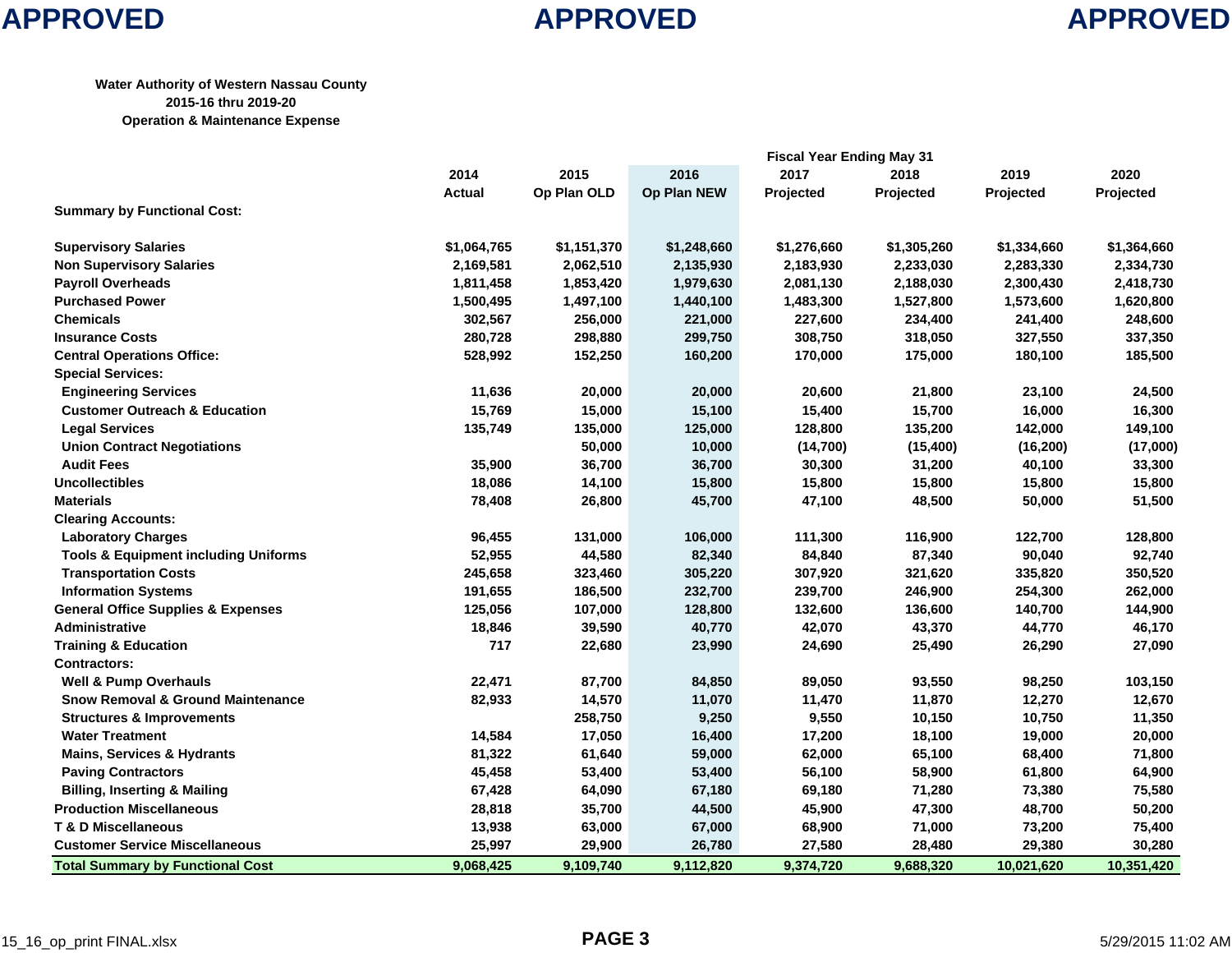APPROVED APPROVED APPROVED

**Water Authority of Western Nassau County**
**2015-16 thru 2019-20**
**Operation & Maintenance Expense**

| | 2014 Actual | 2015 Op Plan OLD | 2016 Op Plan NEW | 2017 Projected | 2018 Projected | 2019 Projected | 2020 Projected |
|---|---|---|---|---|---|---|---|
| | | | | Fiscal Year Ending May 31 | | | |
| **Summary by Functional Cost:** | | | | | | | |
| Supervisory Salaries | $1,064,765 | $1,151,370 | $1,248,660 | $1,276,660 | $1,305,260 | $1,334,660 | $1,364,660 |
| Non Supervisory Salaries | 2,169,581 | 2,062,510 | 2,135,930 | 2,183,930 | 2,233,030 | 2,283,330 | 2,334,730 |
| Payroll Overheads | 1,811,458 | 1,853,420 | 1,979,630 | 2,081,130 | 2,188,030 | 2,300,430 | 2,418,730 |
| Purchased Power | 1,500,495 | 1,497,100 | 1,440,100 | 1,483,300 | 1,527,800 | 1,573,600 | 1,620,800 |
| Chemicals | 302,567 | 256,000 | 221,000 | 227,600 | 234,400 | 241,400 | 248,600 |
| Insurance Costs | 280,728 | 298,880 | 299,750 | 308,750 | 318,050 | 327,550 | 337,350 |
| Central Operations Office: | 528,992 | 152,250 | 160,200 | 170,000 | 175,000 | 180,100 | 185,500 |
| Special Services: | | | | | | | |
| Engineering Services | 11,636 | 20,000 | 20,000 | 20,600 | 21,800 | 23,100 | 24,500 |
| Customer Outreach & Education | 15,769 | 15,000 | 15,100 | 15,400 | 15,700 | 16,000 | 16,300 |
| Legal Services | 135,749 | 135,000 | 125,000 | 128,800 | 135,200 | 142,000 | 149,100 |
| Union Contract Negotiations | | 50,000 | 10,000 | (14,700) | (15,400) | (16,200) | (17,000) |
| Audit Fees | 35,900 | 36,700 | 36,700 | 30,300 | 31,200 | 40,100 | 33,300 |
| Uncollectibles | 18,086 | 14,100 | 15,800 | 15,800 | 15,800 | 15,800 | 15,800 |
| Materials | 78,408 | 26,800 | 45,700 | 47,100 | 48,500 | 50,000 | 51,500 |
| Clearing Accounts: | | | | | | | |
| Laboratory Charges | 96,455 | 131,000 | 106,000 | 111,300 | 116,900 | 122,700 | 128,800 |
| Tools & Equipment including Uniforms | 52,955 | 44,580 | 82,340 | 84,840 | 87,340 | 90,040 | 92,740 |
| Transportation Costs | 245,658 | 323,460 | 305,220 | 307,920 | 321,620 | 335,820 | 350,520 |
| Information Systems | 191,655 | 186,500 | 232,700 | 239,700 | 246,900 | 254,300 | 262,000 |
| General Office Supplies & Expenses | 125,056 | 107,000 | 128,800 | 132,600 | 136,600 | 140,700 | 144,900 |
| Administrative | 18,846 | 39,590 | 40,770 | 42,070 | 43,370 | 44,770 | 46,170 |
| Training & Education | 717 | 22,680 | 23,990 | 24,690 | 25,490 | 26,290 | 27,090 |
| Contractors: | | | | | | | |
| Well & Pump Overhauls | 22,471 | 87,700 | 84,850 | 89,050 | 93,550 | 98,250 | 103,150 |
| Snow Removal & Ground Maintenance | 82,933 | 14,570 | 11,070 | 11,470 | 11,870 | 12,270 | 12,670 |
| Structures & Improvements | | 258,750 | 9,250 | 9,550 | 10,150 | 10,750 | 11,350 |
| Water Treatment | 14,584 | 17,050 | 16,400 | 17,200 | 18,100 | 19,000 | 20,000 |
| Mains, Services & Hydrants | 81,322 | 61,640 | 59,000 | 62,000 | 65,100 | 68,400 | 71,800 |
| Paving Contractors | 45,458 | 53,400 | 53,400 | 56,100 | 58,900 | 61,800 | 64,900 |
| Billing, Inserting & Mailing | 67,428 | 64,090 | 67,180 | 69,180 | 71,280 | 73,380 | 75,580 |
| Production Miscellaneous | 28,818 | 35,700 | 44,500 | 45,900 | 47,300 | 48,700 | 50,200 |
| T & D Miscellaneous | 13,938 | 63,000 | 67,000 | 68,900 | 71,000 | 73,200 | 75,400 |
| Customer Service Miscellaneous | 25,997 | 29,900 | 26,780 | 27,580 | 28,480 | 29,380 | 30,280 |
| **Total Summary by Functional Cost** | **9,068,425** | **9,109,740** | **9,112,820** | **9,374,720** | **9,688,320** | **10,021,620** | **10,351,420** |

15_16_op_print FINAL.xlsx 5/29/2015 11:02 AM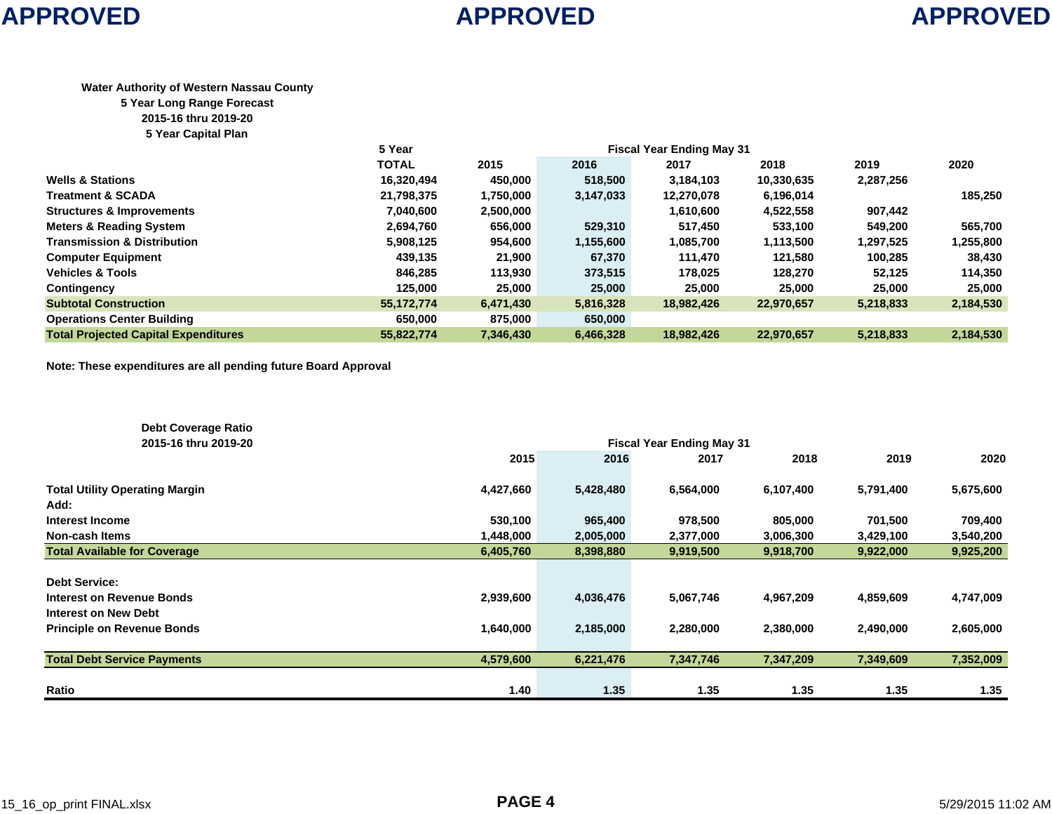APPROVED APPROVED APPROVED

**Water Authority of Western Nassau County**
**5 Year Long Range Forecast**
**2015-16 thru 2019-20**
**5 Year Capital Plan**

| | 5 Year TOTAL | 2015 | 2016 | 2017 | 2018 | 2019 | 2020 |
|---|---|---|---|---|---|---|---|
| | | Fiscal Year Ending May 31 | | | | | |
| **Wells & Stations** | 16,320,494 | 450,000 | 518,500 | 3,184,103 | 10,330,635 | 2,287,256 | |
| **Treatment & SCADA** | 21,798,375 | 1,750,000 | 3,147,033 | 12,270,078 | 6,196,014 | | 185,250 |
| **Structures & Improvements** | 7,040,600 | 2,500,000 | | 1,610,600 | 4,522,558 | 907,442 | |
| **Meters & Reading System** | 2,694,760 | 656,000 | 529,310 | 517,450 | 533,100 | 549,200 | 565,700 |
| **Transmission & Distribution** | 5,908,125 | 954,600 | 1,155,600 | 1,085,700 | 1,113,500 | 1,297,525 | 1,255,800 |
| **Computer Equipment** | 439,135 | 21,900 | 67,370 | 111,470 | 121,580 | 100,285 | 38,430 |
| **Vehicles & Tools** | 846,285 | 113,930 | 373,515 | 178,025 | 128,270 | 52,125 | 114,350 |
| **Contingency** | 125,000 | 25,000 | 25,000 | 25,000 | 25,000 | 25,000 | 25,000 |
| **Subtotal Construction** | 55,172,774 | 6,471,430 | 5,816,328 | 18,982,426 | 22,970,657 | 5,218,833 | 2,184,530 |
| **Operations Center Building** | 650,000 | 875,000 | 650,000 | | | | |
| **Total Projected Capital Expenditures** | 55,822,774 | 7,346,430 | 6,466,328 | 18,982,426 | 22,970,657 | 5,218,833 | 2,184,530 |

**Note: These expenditures are all pending future Board Approval**

**Debt Coverage Ratio**
**2015-16 thru 2019-20**

| | 2015 | 2016 | 2017 | 2018 | 2019 | 2020 |
|---|---|---|---|---|---|---|
| | | Fiscal Year Ending May 31 | | | | |
| **Total Utility Operating Margin** | 4,427,660 | 5,428,480 | 6,564,000 | 6,107,400 | 5,791,400 | 5,675,600 |
| **Add:** | | | | | | |
| **Interest Income** | 530,100 | 965,400 | 978,500 | 805,000 | 701,500 | 709,400 |
| **Non-cash Items** | 1,448,000 | 2,005,000 | 2,377,000 | 3,006,300 | 3,429,100 | 3,540,200 |
| **Total Available for Coverage** | 6,405,760 | 8,398,880 | 9,919,500 | 9,918,700 | 9,922,000 | 9,925,200 |
| **Debt Service:** | | | | | | |
| **Interest on Revenue Bonds** | 2,939,600 | 4,036,476 | 5,067,746 | 4,967,209 | 4,859,609 | 4,747,009 |
| **Interest on New Debt** | | | | | | |
| **Principle on Revenue Bonds** | 1,640,000 | 2,185,000 | 2,280,000 | 2,380,000 | 2,490,000 | 2,605,000 |
| **Total Debt Service Payments** | 4,579,600 | 6,221,476 | 7,347,746 | 7,347,209 | 7,349,609 | 7,352,009 |
| **Ratio** | 1.40 | 1.35 | 1.35 | 1.35 | 1.35 | 1.35 |

15_16_op_print FINAL.xlsx 5/29/2015 11:02 AM